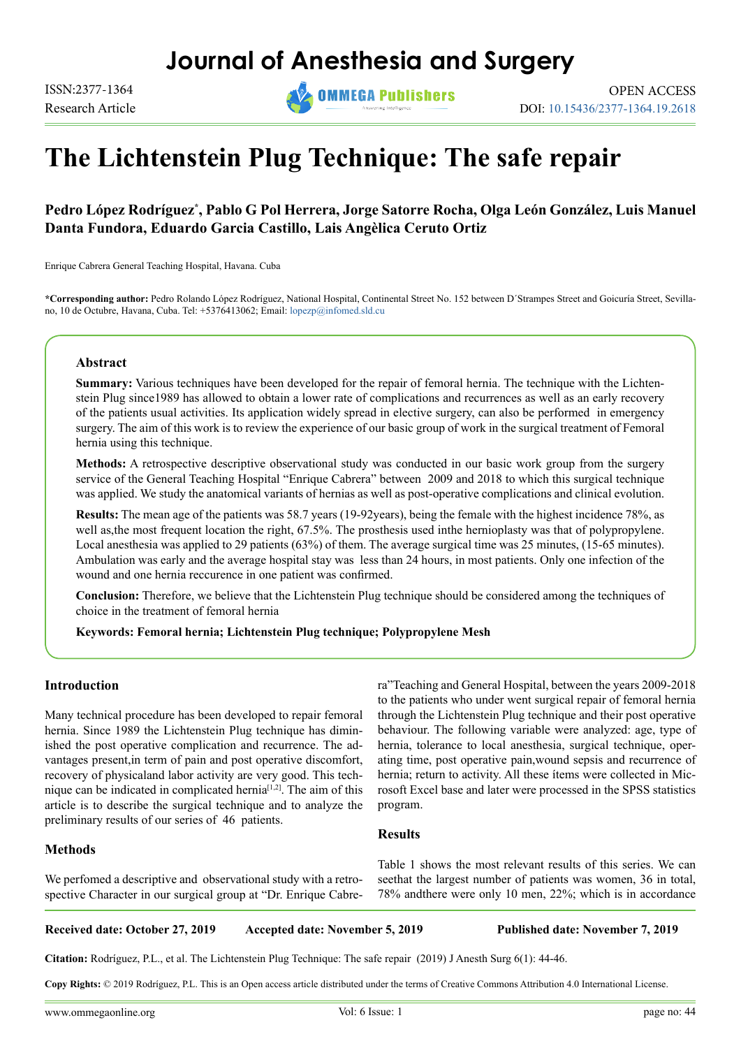# Journal of Anesthesia and Surgery

ISSN:2377-1364

Research Article

OPEN ACCESS

DOI: 10.15436/2377-1364.19.2618

# The Lichtenstein Plug Technique: The safe repair

**Pedro López Rodríguez*, Pablo G Pol Herrera, Jorge Satorre Rocha, Olga León González, Luis Manuel Danta Fundora, Eduardo Garcia Castillo, Lais Angèlica Ceruto Ortiz**

Enrique Cabrera General Teaching Hospital, Havana. Cuba

**\*Corresponding author:** Pedro Rolando López Rodríguez, National Hospital, Continental Street No. 152 between D´Strampes Street and Goicuría Street, Sevillano, 10 de Octubre, Havana, Cuba. Tel: +5376413062; Email: lopezp@infomed.sld.cu

### Abstract

**Summary:** Various techniques have been developed for the repair of femoral hernia. The technique with the Lichtenstein Plug since1989 has allowed to obtain a lower rate of complications and recurrences as well as an early recovery of the patients usual activities. Its application widely spread in elective surgery, can also be performed in emergency surgery. The aim of this work is to review the experience of our basic group of work in the surgical treatment of Femoral hernia using this technique.

**Methods:** A retrospective descriptive observational study was conducted in our basic work group from the surgery service of the General Teaching Hospital "Enrique Cabrera" between 2009 and 2018 to which this surgical technique was applied. We study the anatomical variants of hernias as well as post-operative complications and clinical evolution.

**Results:** The mean age of the patients was 58.7 years (19-92years), being the female with the highest incidence 78%, as well as,the most frequent location the right, 67.5%. The prosthesis used inthe hernioplasty was that of polypropylene. Local anesthesia was applied to 29 patients (63%) of them. The average surgical time was 25 minutes, (15-65 minutes). Ambulation was early and the average hospital stay was less than 24 hours, in most patients. Only one infection of the wound and one hernia reccurence in one patient was confirmed.

**Conclusion:** Therefore, we believe that the Lichtenstein Plug technique should be considered among the techniques of choice in the treatment of femoral hernia

**Keywords: Femoral hernia; Lichtenstein Plug technique; Polypropylene Mesh**

## Introduction

Many technical procedure has been developed to repair femoral hernia. Since 1989 the Lichtenstein Plug technique has diminished the post operative complication and recurrence. The advantages present,in term of pain and post operative discomfort, recovery of physicaland labor activity are very good. This technique can be indicated in complicated hernia[1,2]. The aim of this article is to describe the surgical technique and to analyze the preliminary results of our series of 46 patients.

## Methods

We perfomed a descriptive and observational study with a retrospective Character in our surgical group at "Dr. Enrique Cabrera"Teaching and General Hospital, between the years 2009-2018 to the patients who under went surgical repair of femoral hernia through the Lichtenstein Plug technique and their post operative behaviour. The following variable were analyzed: age, type of hernia, tolerance to local anesthesia, surgical technique, operating time, post operative pain,wound sepsis and recurrence of hernia; return to activity. All these ítems were collected in Microsoft Excel base and later were processed in the SPSS statistics program.

## Results

Table 1 shows the most relevant results of this series. We can seethat the largest number of patients was women, 36 in total, 78% andthere were only 10 men, 22%; which is in accordance

**Received date: October 27, 2019** **Accepted date: November 5, 2019** **Published date: November 7, 2019**

**Citation:** Rodríguez, P.L., et al. The Lichtenstein Plug Technique: The safe repair (2019) J Anesth Surg 6(1): 44-46.

**Copy Rights:** © 2019 Rodríguez, P.L. This is an Open access article distributed under the terms of Creative Commons Attribution 4.0 International License.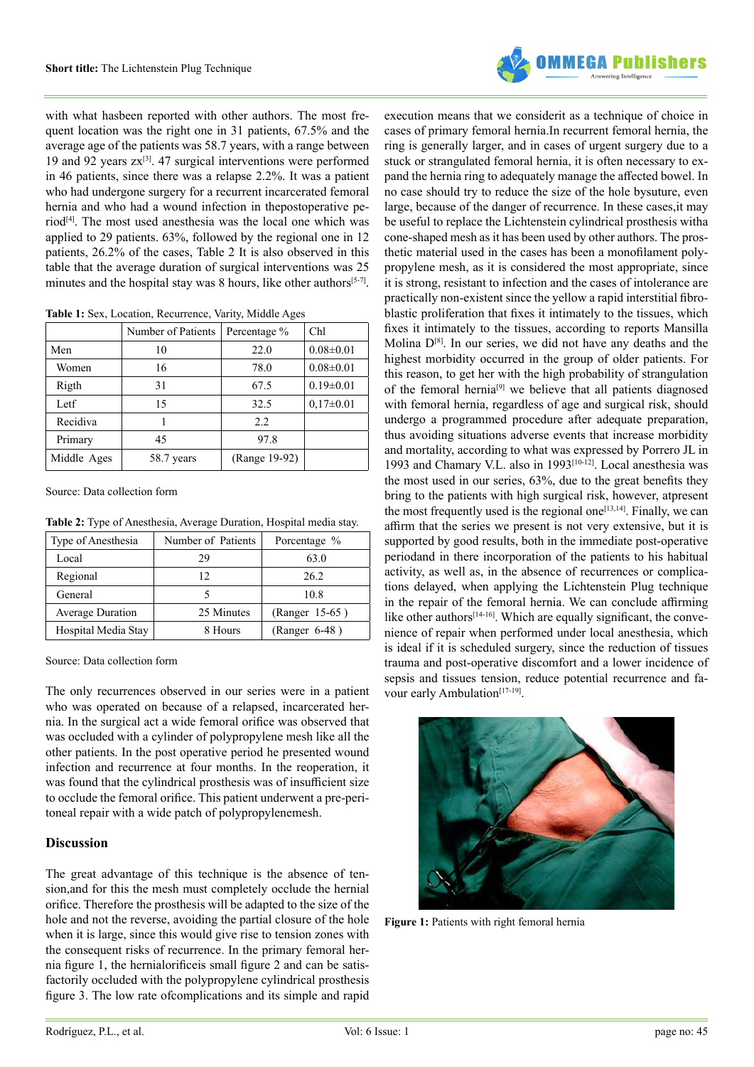with what hasbeen reported with other authors. The most frequent location was the right one in 31 patients, 67.5% and the average age of the patients was 58.7 years, with a range between 19 and 92 years zx[3]. 47 surgical interventions were performed in 46 patients, since there was a relapse 2.2%. It was a patient who had undergone surgery for a recurrent incarcerated femoral hernia and who had a wound infection in thepostoperative period[4]. The most used anesthesia was the local one which was applied to 29 patients. 63%, followed by the regional one in 12 patients, 26.2% of the cases, Table 2 It is also observed in this table that the average duration of surgical interventions was 25 minutes and the hospital stay was 8 hours, like other authors[5-7].

**Table 1:** Sex, Location, Recurrence, Varity, Middle Ages

| | Number of Patients | Percentage % | Chl |
|---|---|---|---|
| Men | 10 | 22.0 | 0.08±0.01 |
| Women | 16 | 78.0 | 0.08±0.01 |
| Rigth | 31 | 67.5 | 0.19±0.01 |
| Letf | 15 | 32.5 | 0,17±0.01 |
| Recidiva | 1 | 2.2 | |
| Primary | 45 | 97.8 | |
| Middle Ages | 58.7 years | (Range 19-92) | |

Source: Data collection form

**Table 2:** Type of Anesthesia, Average Duration, Hospital media stay.

| Type of Anesthesia | Number of Patients | Porcentage % |
|---|---|---|
| Local | 29 | 63.0 |
| Regional | 12 | 26.2 |
| General | 5 | 10.8 |
| Average Duration | 25 Minutes | (Ranger 15-65 ) |
| Hospital Media Stay | 8 Hours | (Ranger 6-48 ) |

Source: Data collection form

The only recurrences observed in our series were in a patient who was operated on because of a relapsed, incarcerated hernia. In the surgical act a wide femoral orifice was observed that was occluded with a cylinder of polypropylene mesh like all the other patients. In the post operative period he presented wound infection and recurrence at four months. In the reoperation, it was found that the cylindrical prosthesis was of insufficient size to occlude the femoral orifice. This patient underwent a pre-peritoneal repair with a wide patch of polypropylenemesh.

## Discussion

The great advantage of this technique is the absence of tension,and for this the mesh must completely occlude the hernial orifice. Therefore the prosthesis will be adapted to the size of the hole and not the reverse, avoiding the partial closure of the hole when it is large, since this would give rise to tension zones with the consequent risks of recurrence. In the primary femoral hernia figure 1, the hernialorificeis small figure 2 and can be satisfactorily occluded with the polypropylene cylindrical prosthesis figure 3. The low rate ofcomplications and its simple and rapid execution means that we considerit as a technique of choice in cases of primary femoral hernia.In recurrent femoral hernia, the ring is generally larger, and in cases of urgent surgery due to a stuck or strangulated femoral hernia, it is often necessary to expand the hernia ring to adequately manage the affected bowel. In no case should try to reduce the size of the hole bysuture, even large, because of the danger of recurrence. In these cases,it may be useful to replace the Lichtenstein cylindrical prosthesis witha cone-shaped mesh as it has been used by other authors. The prosthetic material used in the cases has been a monofilament polypropylene mesh, as it is considered the most appropriate, since it is strong, resistant to infection and the cases of intolerance are practically non-existent since the yellow a rapid interstitial fibroblastic proliferation that fixes it intimately to the tissues, which fixes it intimately to the tissues, according to reports Mansilla Molina D[8]. In our series, we did not have any deaths and the highest morbidity occurred in the group of older patients. For this reason, to get her with the high probability of strangulation of the femoral hernia[9] we believe that all patients diagnosed with femoral hernia, regardless of age and surgical risk, should undergo a programmed procedure after adequate preparation, thus avoiding situations adverse events that increase morbidity and mortality, according to what was expressed by Porrero JL in 1993 and Chamary V.L. also in 1993[10-12]. Local anesthesia was the most used in our series, 63%, due to the great benefits they bring to the patients with high surgical risk, however, atpresent the most frequently used is the regional one[13,14]. Finally, we can affirm that the series we present is not very extensive, but it is supported by good results, both in the immediate post-operative periodand in there incorporation of the patients to his habitual activity, as well as, in the absence of recurrences or complications delayed, when applying the Lichtenstein Plug technique in the repair of the femoral hernia. We can conclude affirming like other authors[14-16]. Which are equally significant, the convenience of repair when performed under local anesthesia, which is ideal if it is scheduled surgery, since the reduction of tissues trauma and post-operative discomfort and a lower incidence of sepsis and tissues tension, reduce potential recurrence and favour early Ambulation[17-19].

**Figure 1:** Patients with right femoral hernia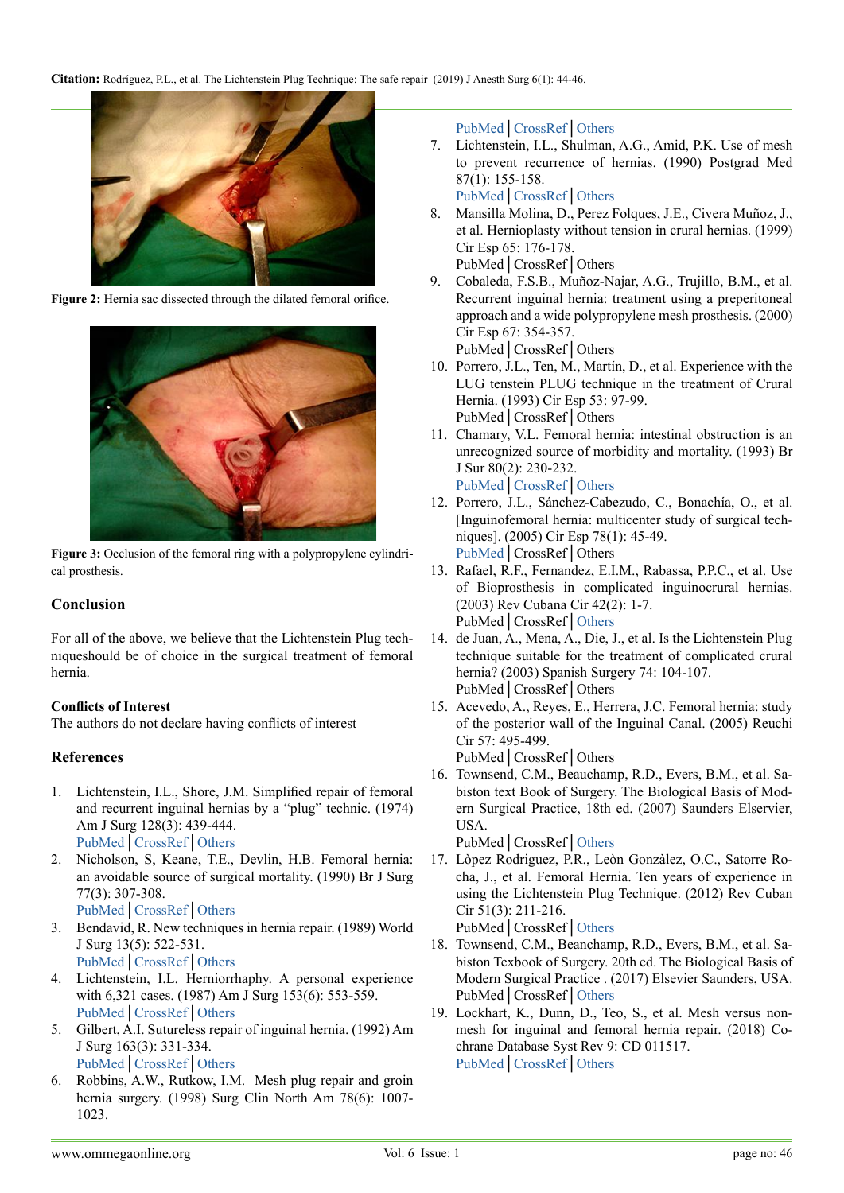Figure 2: Hernia sac dissected through the dilated femoral orifice.

Figure 3: Occlusion of the femoral ring with a polypropylene cylindrical prosthesis.

## Conclusion

For all of the above, we believe that the Lichtenstein Plug techniqueshould be of choice in the surgical treatment of femoral hernia.

**Conflicts of Interest**

The authors do not declare having conflicts of interest

## References

1. Lichtenstein, I.L., Shore, J.M. Simplified repair of femoral and recurrent inguinal hernias by a "plug" technic. (1974) Am J Surg 128(3): 439-444.
PubMed | CrossRef | Others
2. Nicholson, S, Keane, T.E., Devlin, H.B. Femoral hernia: an avoidable source of surgical mortality. (1990) Br J Surg 77(3): 307-308.
PubMed | CrossRef | Others
3. Bendavid, R. New techniques in hernia repair. (1989) World J Surg 13(5): 522-531.
PubMed | CrossRef | Others
4. Lichtenstein, I.L. Herniorrhaphy. A personal experience with 6,321 cases. (1987) Am J Surg 153(6): 553-559.
PubMed | CrossRef | Others
5. Gilbert, A.I. Sutureless repair of inguinal hernia. (1992) Am J Surg 163(3): 331-334.
PubMed | CrossRef | Others
6. Robbins, A.W., Rutkow, I.M. Mesh plug repair and groin hernia surgery. (1998) Surg Clin North Am 78(6): 1007-1023.
PubMed | CrossRef | Others
7. Lichtenstein, I.L., Shulman, A.G., Amid, P.K. Use of mesh to prevent recurrence of hernias. (1990) Postgrad Med 87(1): 155-158.
PubMed | CrossRef | Others
8. Mansilla Molina, D., Perez Folques, J.E., Civera Muñoz, J., et al. Hernioplasty without tension in crural hernias. (1999) Cir Esp 65: 176-178.
PubMed | CrossRef | Others
9. Cobaleda, F.S.B., Muñoz-Najar, A.G., Trujillo, B.M., et al. Recurrent inguinal hernia: treatment using a preperitoneal approach and a wide polypropylene mesh prosthesis. (2000) Cir Esp 67: 354-357.
PubMed | CrossRef | Others
10. Porrero, J.L., Ten, M., Martín, D., et al. Experience with the LUG tenstein PLUG technique in the treatment of Crural Hernia. (1993) Cir Esp 53: 97-99.
PubMed | CrossRef | Others
11. Chamary, V.L. Femoral hernia: intestinal obstruction is an unrecognized source of morbidity and mortality. (1993) Br J Sur 80(2): 230-232.
PubMed | CrossRef | Others
12. Porrero, J.L., Sánchez-Cabezudo, C., Bonachía, O., et al. [Inguinofemoral hernia: multicenter study of surgical techniques]. (2005) Cir Esp 78(1): 45-49.
PubMed | CrossRef | Others
13. Rafael, R.F., Fernandez, E.I.M., Rabassa, P.P.C., et al. Use of Bioprosthesis in complicated inguinocrural hernias. (2003) Rev Cubana Cir 42(2): 1-7.
PubMed | CrossRef | Others
14. de Juan, A., Mena, A., Die, J., et al. Is the Lichtenstein Plug technique suitable for the treatment of complicated crural hernia? (2003) Spanish Surgery 74: 104-107.
PubMed | CrossRef | Others
15. Acevedo, A., Reyes, E., Herrera, J.C. Femoral hernia: study of the posterior wall of the Inguinal Canal. (2005) Reuchi Cir 57: 495-499.
PubMed | CrossRef | Others
16. Townsend, C.M., Beauchamp, R.D., Evers, B.M., et al. Sabiston text Book of Surgery. The Biological Basis of Modern Surgical Practice, 18th ed. (2007) Saunders Elservier, USA.
PubMed | CrossRef | Others
17. Lòpez Rodriguez, P.R., Leòn Gonzàlez, O.C., Satorre Rocha, J., et al. Femoral Hernia. Ten years of experience in using the Lichtenstein Plug Technique. (2012) Rev Cuban Cir 51(3): 211-216.
PubMed | CrossRef | Others
18. Townsend, C.M., Beanchamp, R.D., Evers, B.M., et al. Sabiston Texbook of Surgery. 20th ed. The Biological Basis of Modern Surgical Practice . (2017) Elsevier Saunders, USA.
PubMed | CrossRef | Others
19. Lockhart, K., Dunn, D., Teo, S., et al. Mesh versus non-mesh for inguinal and femoral hernia repair. (2018) Cochrane Database Syst Rev 9: CD 011517.
PubMed | CrossRef | Others